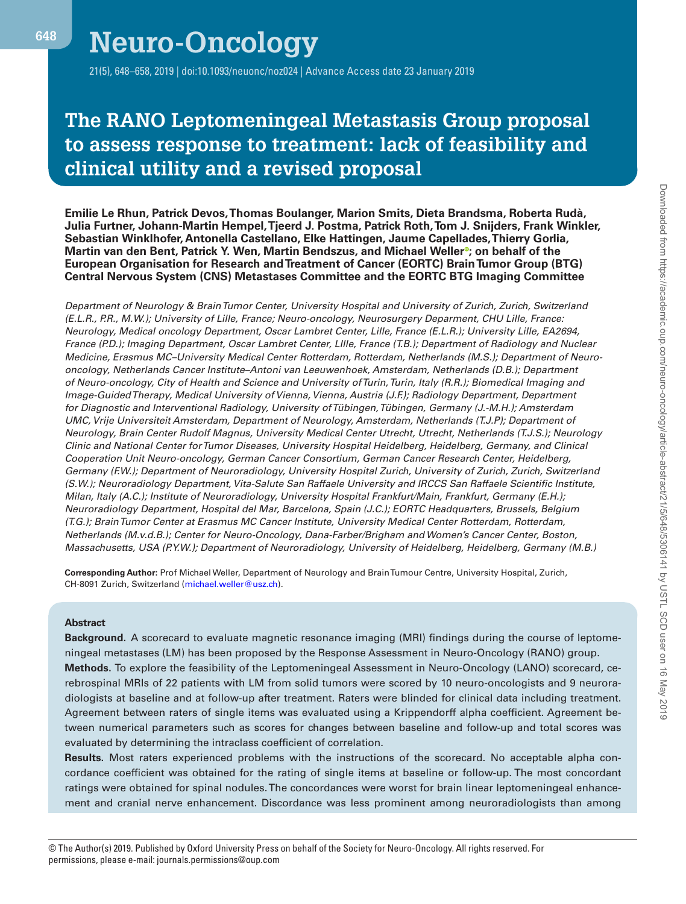# The RANO Leptomeningeal Metastasis Group proposal to assess response to treatment: lack of feasibility and clinical utility and a revised proposal

**Emilie Le Rhun, Patrick Devos, Thomas Boulanger, Marion Smits, Dieta Brandsma, Roberta Rudà, Julia Furtner, Johann-Martin Hempel, Tjeerd J. Postma, Patrick Roth, Tom J. Snijders, Frank Winkler, Sebastian Winklhofer, Antonella Castellano, Elke Hattingen, Jaume Capellades, Thierry Gorlia, Martin van den Bent, Patrick Y. Wen, Martin Bendszus, and Michael Weller; on behalf of the European Organisation for Research and Treatment of Cancer (EORTC) Brain Tumor Group (BTG) Central Nervous System (CNS) Metastases Committee and the EORTC BTG Imaging Committee**

*Department of Neurology & Brain Tumor Center, University Hospital and University of Zurich, Zurich, Switzerland (E.L.R., P.R., M.W.); University of Lille, France; Neuro-oncology, Neurosurgery Deparment, CHU Lille, France: Neurology, Medical oncology Department, Oscar Lambret Center, Lille, France (E.L.R.); University Lille, EA2694, France (P.D.); Imaging Department, Oscar Lambret Center, LIlle, France (T.B.); Department of Radiology and Nuclear Medicine, Erasmus MC–University Medical Center Rotterdam, Rotterdam, Netherlands (M.S.); Department of Neuro-oncology, Netherlands Cancer Institute–Antoni van Leeuwenhoek, Amsterdam, Netherlands (D.B.); Department of Neuro-oncology, City of Health and Science and University of Turin, Turin, Italy (R.R.); Biomedical Imaging and Image-Guided Therapy, Medical University of Vienna, Vienna, Austria (J.F.); Radiology Department, Department for Diagnostic and Interventional Radiology, University of Tübingen, Tübingen, Germany (J.-M.H.); Amsterdam UMC, Vrije Universiteit Amsterdam, Department of Neurology, Amsterdam, Netherlands (T.J.P.); Department of Neurology, Brain Center Rudolf Magnus, University Medical Center Utrecht, Utrecht, Netherlands (T.J.S.); Neurology Clinic and National Center for Tumor Diseases, University Hospital Heidelberg, Heidelberg, Germany, and Clinical Cooperation Unit Neuro-oncology, German Cancer Consortium, German Cancer Research Center, Heidelberg, Germany (F.W.); Department of Neuroradiology, University Hospital Zurich, University of Zurich, Zurich, Switzerland (S.W.); Neuroradiology Department, Vita-Salute San Raffaele University and IRCCS San Raffaele Scientific Institute, Milan, Italy (A.C.); Institute of Neuroradiology, University Hospital Frankfurt/Main, Frankfurt, Germany (E.H.); Neuroradiology Department, Hospital del Mar, Barcelona, Spain (J.C.); EORTC Headquarters, Brussels, Belgium (T.G.); Brain Tumor Center at Erasmus MC Cancer Institute, University Medical Center Rotterdam, Rotterdam, Netherlands (M.v.d.B.); Center for Neuro-Oncology, Dana-Farber/Brigham and Women's Cancer Center, Boston, Massachusetts, USA (P.Y.W.); Department of Neuroradiology, University of Heidelberg, Heidelberg, Germany (M.B.)*

**Corresponding Author:** Prof Michael Weller, Department of Neurology and Brain Tumour Centre, University Hospital, Zurich, CH-8091 Zurich, Switzerland (michael.weller@usz.ch).

## Abstract

**Background.** A scorecard to evaluate magnetic resonance imaging (MRI) findings during the course of leptomeningeal metastases (LM) has been proposed by the Response Assessment in Neuro-Oncology (RANO) group.

**Methods.** To explore the feasibility of the Leptomeningeal Assessment in Neuro-Oncology (LANO) scorecard, cerebrospinal MRIs of 22 patients with LM from solid tumors were scored by 10 neuro-oncologists and 9 neuroradiologists at baseline and at follow-up after treatment. Raters were blinded for clinical data including treatment. Agreement between raters of single items was evaluated using a Krippendorff alpha coefficient. Agreement between numerical parameters such as scores for changes between baseline and follow-up and total scores was evaluated by determining the intraclass coefficient of correlation.

**Results.** Most raters experienced problems with the instructions of the scorecard. No acceptable alpha concordance coefficient was obtained for the rating of single items at baseline or follow-up. The most concordant ratings were obtained for spinal nodules. The concordances were worst for brain linear leptomeningeal enhancement and cranial nerve enhancement. Discordance was less prominent among neuroradiologists than among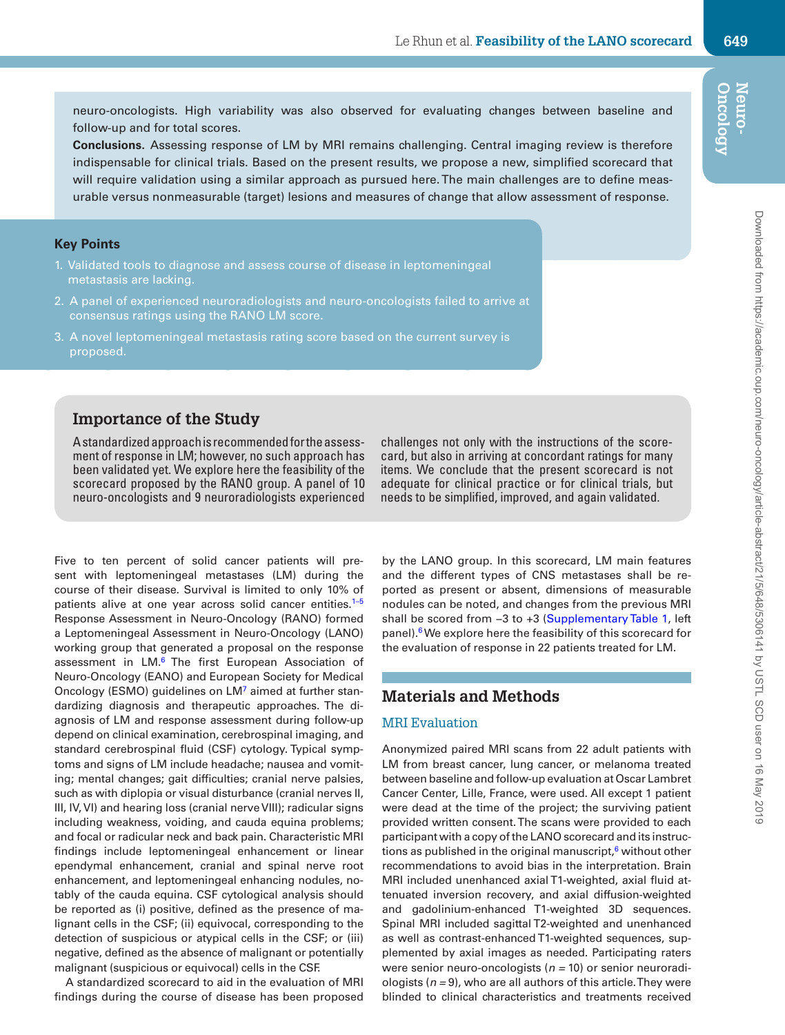neuro-oncologists. High variability was also observed for evaluating changes between baseline and follow-up and for total scores.

**Conclusions.** Assessing response of LM by MRI remains challenging. Central imaging review is therefore indispensable for clinical trials. Based on the present results, we propose a new, simplified scorecard that will require validation using a similar approach as pursued here. The main challenges are to define measurable versus nonmeasurable (target) lesions and measures of change that allow assessment of response.

### Key Points

1. Validated tools to diagnose and assess course of disease in leptomeningeal metastasis are lacking.
2. A panel of experienced neuroradiologists and neuro-oncologists failed to arrive at consensus ratings using the RANO LM score.
3. A novel leptomeningeal metastasis rating score based on the current survey is proposed.

## Importance of the Study

A standardized approach is recommended for the assessment of response in LM; however, no such approach has been validated yet. We explore here the feasibility of the scorecard proposed by the RANO group. A panel of 10 neuro-oncologists and 9 neuroradiologists experienced challenges not only with the instructions of the scorecard, but also in arriving at concordant ratings for many items. We conclude that the present scorecard is not adequate for clinical practice or for clinical trials, but needs to be simplified, improved, and again validated.

Five to ten percent of solid cancer patients will present with leptomeningeal metastases (LM) during the course of their disease. Survival is limited to only 10% of patients alive at one year across solid cancer entities.[1–5] Response Assessment in Neuro-Oncology (RANO) formed a Leptomeningeal Assessment in Neuro-Oncology (LANO) working group that generated a proposal on the response assessment in LM.[6] The first European Association of Neuro-Oncology (EANO) and European Society for Medical Oncology (ESMO) guidelines on LM[7] aimed at further standardizing diagnosis and therapeutic approaches. The diagnosis of LM and response assessment during follow-up depend on clinical examination, cerebrospinal imaging, and standard cerebrospinal fluid (CSF) cytology. Typical symptoms and signs of LM include headache; nausea and vomiting; mental changes; gait difficulties; cranial nerve palsies, such as with diplopia or visual disturbance (cranial nerves II, III, IV, VI) and hearing loss (cranial nerve VIII); radicular signs including weakness, voiding, and cauda equina problems; and focal or radicular neck and back pain. Characteristic MRI findings include leptomeningeal enhancement or linear ependymal enhancement, cranial and spinal nerve root enhancement, and leptomeningeal enhancing nodules, notably of the cauda equina. CSF cytological analysis should be reported as (i) positive, defined as the presence of malignant cells in the CSF; (ii) equivocal, corresponding to the detection of suspicious or atypical cells in the CSF; or (iii) negative, defined as the absence of malignant or potentially malignant (suspicious or equivocal) cells in the CSF.

A standardized scorecard to aid in the evaluation of MRI findings during the course of disease has been proposed by the LANO group. In this scorecard, LM main features and the different types of CNS metastases shall be reported as present or absent, dimensions of measurable nodules can be noted, and changes from the previous MRI shall be scored from –3 to +3 (Supplementary Table 1, left panel).[6] We explore here the feasibility of this scorecard for the evaluation of response in 22 patients treated for LM.

## Materials and Methods

### MRI Evaluation

Anonymized paired MRI scans from 22 adult patients with LM from breast cancer, lung cancer, or melanoma treated between baseline and follow-up evaluation at Oscar Lambret Cancer Center, Lille, France, were used. All except 1 patient were dead at the time of the project; the surviving patient provided written consent. The scans were provided to each participant with a copy of the LANO scorecard and its instructions as published in the original manuscript,[6] without other recommendations to avoid bias in the interpretation. Brain MRI included unenhanced axial T1-weighted, axial fluid attenuated inversion recovery, and axial diffusion-weighted and gadolinium-enhanced T1-weighted 3D sequences. Spinal MRI included sagittal T2-weighted and unenhanced as well as contrast-enhanced T1-weighted sequences, supplemented by axial images as needed. Participating raters were senior neuro-oncologists ($n = 10$) or senior neuroradiologists ($n = 9$), who are all authors of this article. They were blinded to clinical characteristics and treatments received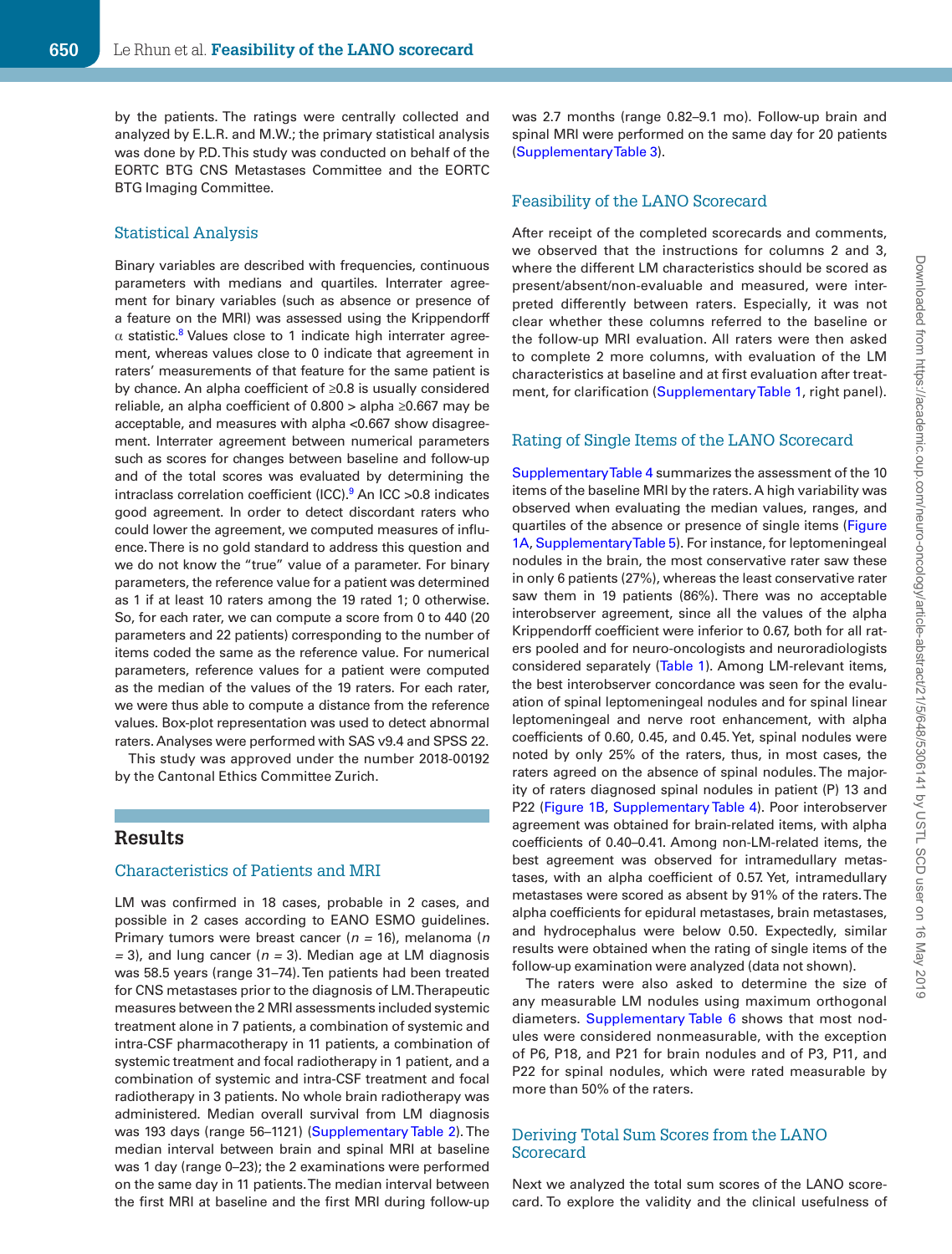by the patients. The ratings were centrally collected and analyzed by E.L.R. and M.W.; the primary statistical analysis was done by P.D. This study was conducted on behalf of the EORTC BTG CNS Metastases Committee and the EORTC BTG Imaging Committee.

### Statistical Analysis

Binary variables are described with frequencies, continuous parameters with medians and quartiles. Interrater agreement for binary variables (such as absence or presence of a feature on the MRI) was assessed using the Krippendorff $\alpha$ statistic.[8] Values close to 1 indicate high interrater agreement, whereas values close to 0 indicate that agreement in raters' measurements of that feature for the same patient is by chance. An alpha coefficient of ≥0.8 is usually considered reliable, an alpha coefficient of 0.800 > alpha ≥0.667 may be acceptable, and measures with alpha <0.667 show disagreement. Interrater agreement between numerical parameters such as scores for changes between baseline and follow-up and of the total scores was evaluated by determining the intraclass correlation coefficient (ICC).[9] An ICC >0.8 indicates good agreement. In order to detect discordant raters who could lower the agreement, we computed measures of influence. There is no gold standard to address this question and we do not know the "true" value of a parameter. For binary parameters, the reference value for a patient was determined as 1 if at least 10 raters among the 19 rated 1; 0 otherwise. So, for each rater, we can compute a score from 0 to 440 (20 parameters and 22 patients) corresponding to the number of items coded the same as the reference value. For numerical parameters, reference values for a patient were computed as the median of the values of the 19 raters. For each rater, we were thus able to compute a distance from the reference values. Box-plot representation was used to detect abnormal raters. Analyses were performed with SAS v9.4 and SPSS 22.

This study was approved under the number 2018-00192 by the Cantonal Ethics Committee Zurich.

## Results

### Characteristics of Patients and MRI

LM was confirmed in 18 cases, probable in 2 cases, and possible in 2 cases according to EANO ESMO guidelines. Primary tumors were breast cancer (*n* = 16), melanoma (*n* = 3), and lung cancer (*n* = 3). Median age at LM diagnosis was 58.5 years (range 31–74). Ten patients had been treated for CNS metastases prior to the diagnosis of LM. Therapeutic measures between the 2 MRI assessments included systemic treatment alone in 7 patients, a combination of systemic and intra-CSF pharmacotherapy in 11 patients, a combination of systemic treatment and focal radiotherapy in 1 patient, and a combination of systemic and intra-CSF treatment and focal radiotherapy in 3 patients. No whole brain radiotherapy was administered. Median overall survival from LM diagnosis was 193 days (range 56–1121) (Supplementary Table 2). The median interval between brain and spinal MRI at baseline was 1 day (range 0–23); the 2 examinations were performed on the same day in 11 patients. The median interval between the first MRI at baseline and the first MRI during follow-up was 2.7 months (range 0.82–9.1 mo). Follow-up brain and spinal MRI were performed on the same day for 20 patients (Supplementary Table 3).

### Feasibility of the LANO Scorecard

After receipt of the completed scorecards and comments, we observed that the instructions for columns 2 and 3, where the different LM characteristics should be scored as present/absent/non-evaluable and measured, were interpreted differently between raters. Especially, it was not clear whether these columns referred to the baseline or the follow-up MRI evaluation. All raters were then asked to complete 2 more columns, with evaluation of the LM characteristics at baseline and at first evaluation after treatment, for clarification (Supplementary Table 1, right panel).

### Rating of Single Items of the LANO Scorecard

Supplementary Table 4 summarizes the assessment of the 10 items of the baseline MRI by the raters. A high variability was observed when evaluating the median values, ranges, and quartiles of the absence or presence of single items (Figure 1A, Supplementary Table 5). For instance, for leptomeningeal nodules in the brain, the most conservative rater saw these in only 6 patients (27%), whereas the least conservative rater saw them in 19 patients (86%). There was no acceptable interobserver agreement, since all the values of the alpha Krippendorff coefficient were inferior to 0.67, both for all raters pooled and for neuro-oncologists and neuroradiologists considered separately (Table 1). Among LM-relevant items, the best interobserver concordance was seen for the evaluation of spinal leptomeningeal nodules and for spinal linear leptomeningeal and nerve root enhancement, with alpha coefficients of 0.60, 0.45, and 0.45. Yet, spinal nodules were noted by only 25% of the raters, thus, in most cases, the raters agreed on the absence of spinal nodules. The majority of raters diagnosed spinal nodules in patient (P) 13 and P22 (Figure 1B, Supplementary Table 4). Poor interobserver agreement was obtained for brain-related items, with alpha coefficients of 0.40–0.41. Among non-LM-related items, the best agreement was observed for intramedullary metastases, with an alpha coefficient of 0.57. Yet, intramedullary metastases were scored as absent by 91% of the raters. The alpha coefficients for epidural metastases, brain metastases, and hydrocephalus were below 0.50. Expectedly, similar results were obtained when the rating of single items of the follow-up examination were analyzed (data not shown).

The raters were also asked to determine the size of any measurable LM nodules using maximum orthogonal diameters. Supplementary Table 6 shows that most nodules were considered nonmeasurable, with the exception of P6, P18, and P21 for brain nodules and of P3, P11, and P22 for spinal nodules, which were rated measurable by more than 50% of the raters.

### Deriving Total Sum Scores from the LANO Scorecard

Next we analyzed the total sum scores of the LANO scorecard. To explore the validity and the clinical usefulness of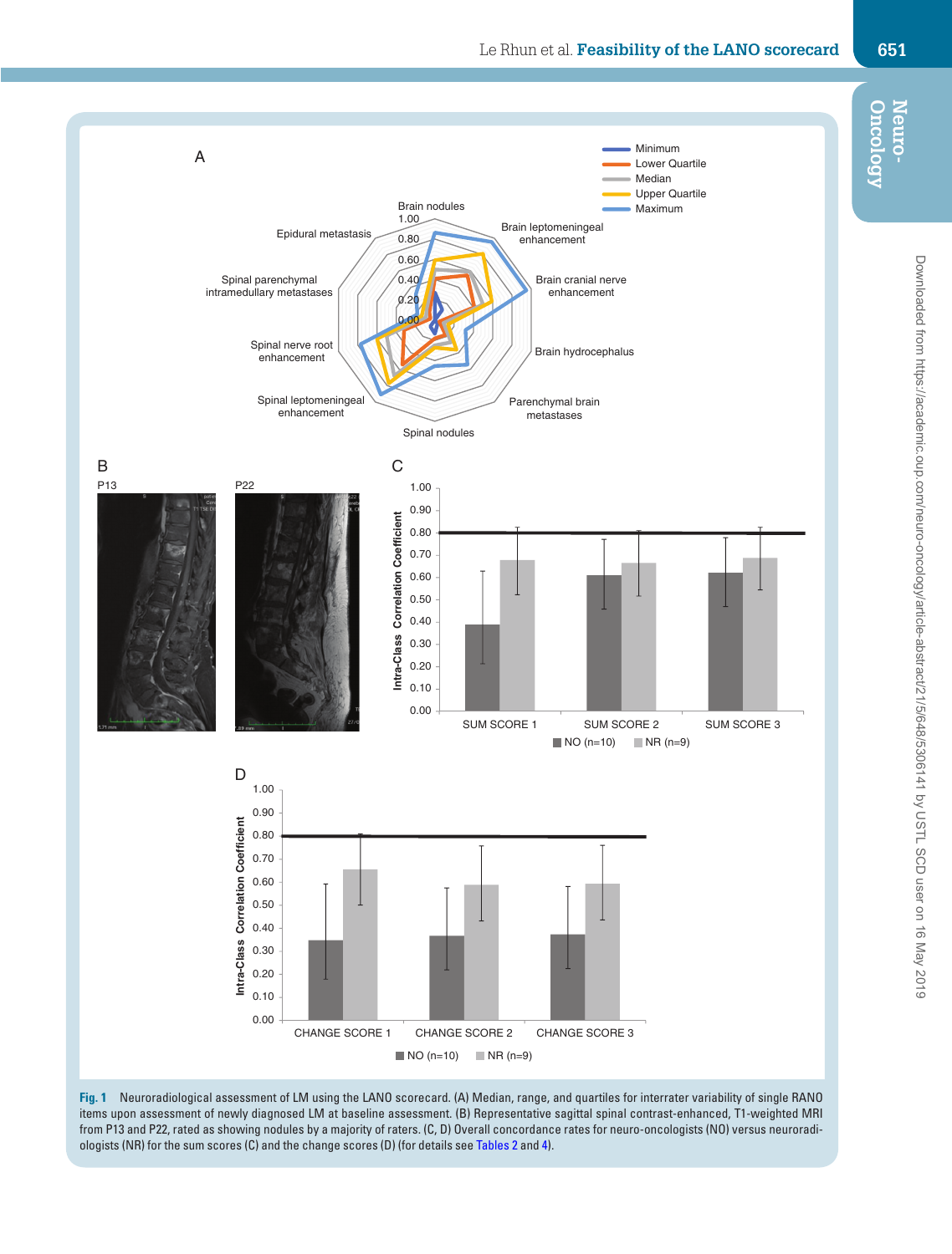**Fig. 1** Neuroradiological assessment of LM using the LANO scorecard. (A) Median, range, and quartiles for interrater variability of single RANO items upon assessment of newly diagnosed LM at baseline assessment. (B) Representative sagittal spinal contrast-enhanced, T1-weighted MRI from P13 and P22, rated as showing nodules by a majority of raters. (C, D) Overall concordance rates for neuro-oncologists (NO) versus neuroradiologists (NR) for the sum scores (C) and the change scores (D) (for details see Tables 2 and 4).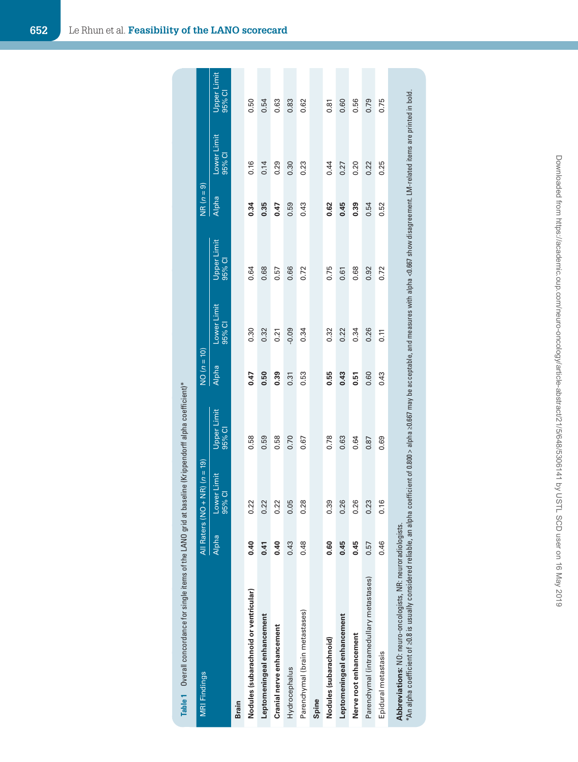**Table 1** Overall concordance for single items of the LANO grid at baseline (Krippendorff alpha coefficient)*

| MRI Findings | All Raters (NO + NR) (*n* = 19) | | | NO (*n* = 10) | | | NR (*n* = 9) | | |
|---|---|---|---|---|---|---|---|---|---|
| | Alpha | Lower Limit 95% CI | Upper Limit 95% CI | Alpha | Lower Limit 95% CI | Upper Limit 95% CI | Alpha | Lower Limit 95% CI | Upper Limit 95% CI |
| **Brain** | | | | | | | | | |
| **Nodules (subarachnoid or ventricular)** | **0.40** | 0.22 | 0.58 | **0.47** | 0.30 | 0.64 | **0.34** | 0.16 | 0.50 |
| **Leptomeningeal enhancement** | **0.41** | 0.22 | 0.59 | **0.50** | 0.32 | 0.68 | **0.35** | 0.14 | 0.54 |
| **Cranial nerve enhancement** | **0.40** | 0.22 | 0.58 | **0.39** | 0.21 | 0.57 | **0.47** | 0.29 | 0.63 |
| Hydrocephalus | 0.43 | 0.05 | 0.70 | 0.31 | -0.09 | 0.66 | 0.59 | 0.30 | 0.83 |
| Parenchymal (brain metastases) | 0.48 | 0.28 | 0.67 | 0.53 | 0.34 | 0.72 | 0.43 | 0.23 | 0.62 |
| **Spine** | | | | | | | | | |
| **Nodules (subarachnoid)** | **0.60** | 0.39 | 0.78 | **0.55** | 0.32 | 0.75 | **0.62** | 0.44 | 0.81 |
| **Leptomeningeal enhancement** | **0.45** | 0.26 | 0.63 | **0.43** | 0.22 | 0.61 | **0.45** | 0.27 | 0.60 |
| **Nerve root enhancement** | **0.45** | 0.26 | 0.64 | **0.51** | 0.34 | 0.68 | **0.39** | 0.20 | 0.56 |
| Parenchymal (intramedullary metastases) | 0.57 | 0.23 | 0.87 | 0.60 | 0.26 | 0.92 | 0.54 | 0.22 | 0.79 |
| Epidural metastasis | 0.46 | 0.16 | 0.69 | 0.43 | 0.11 | 0.72 | 0.52 | 0.25 | 0.75 |

**Abbreviations:** NO: neuro-oncologists, NR: neuroradiologists.
*An alpha coefficient of ≥0.8 is usually considered reliable, an alpha coefficient of 0.800 > alpha ≥0.667 may be acceptable, and measures with alpha <0.667 show disagreement. LM-related items are printed in bold.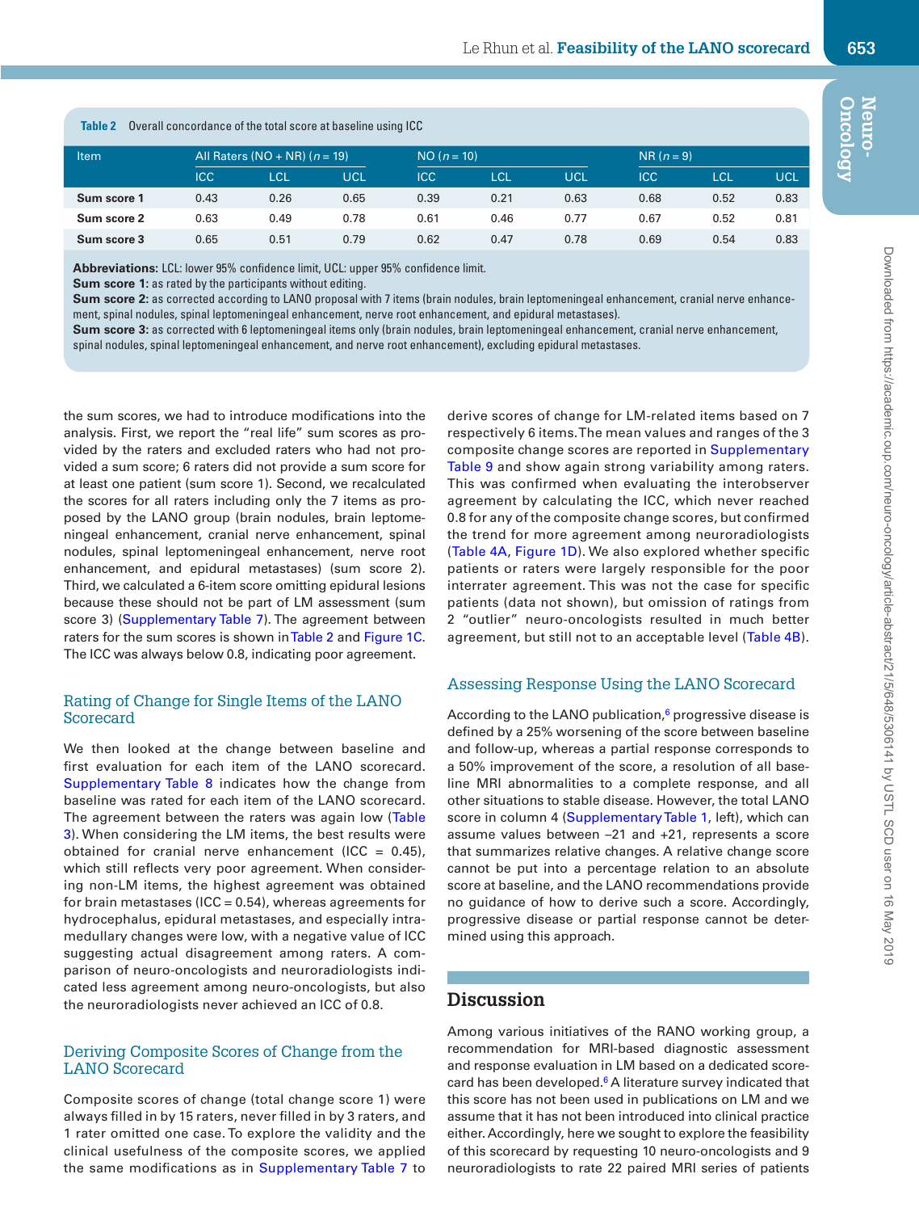**Table 2** Overall concordance of the total score at baseline using ICC

| Item | All Raters (NO + NR) (n = 19) | | | NO (n = 10) | | | NR (n = 9) | | |
|---|---|---|---|---|---|---|---|---|---|
| | ICC | LCL | UCL | ICC | LCL | UCL | ICC | LCL | UCL |
| **Sum score 1** | 0.43 | 0.26 | 0.65 | 0.39 | 0.21 | 0.63 | 0.68 | 0.52 | 0.83 |
| **Sum score 2** | 0.63 | 0.49 | 0.78 | 0.61 | 0.46 | 0.77 | 0.67 | 0.52 | 0.81 |
| **Sum score 3** | 0.65 | 0.51 | 0.79 | 0.62 | 0.47 | 0.78 | 0.69 | 0.54 | 0.83 |

**Abbreviations:** LCL: lower 95% confidence limit, UCL: upper 95% confidence limit.
**Sum score 1:** as rated by the participants without editing.
**Sum score 2:** as corrected according to LANO proposal with 7 items (brain nodules, brain leptomeningeal enhancement, cranial nerve enhancement, spinal nodules, spinal leptomeningeal enhancement, nerve root enhancement, and epidural metastases).
**Sum score 3:** as corrected with 6 leptomeningeal items only (brain nodules, brain leptomeningeal enhancement, cranial nerve enhancement, spinal nodules, spinal leptomeningeal enhancement, and nerve root enhancement), excluding epidural metastases.

the sum scores, we had to introduce modifications into the analysis. First, we report the "real life" sum scores as provided by the raters and excluded raters who had not provided a sum score; 6 raters did not provide a sum score for at least one patient (sum score 1). Second, we recalculated the scores for all raters including only the 7 items as proposed by the LANO group (brain nodules, brain leptomeningeal enhancement, cranial nerve enhancement, spinal nodules, spinal leptomeningeal enhancement, nerve root enhancement, and epidural metastases) (sum score 2). Third, we calculated a 6-item score omitting epidural lesions because these should not be part of LM assessment (sum score 3) (Supplementary Table 7). The agreement between raters for the sum scores is shown in Table 2 and Figure 1C. The ICC was always below 0.8, indicating poor agreement.

## Rating of Change for Single Items of the LANO Scorecard

We then looked at the change between baseline and first evaluation for each item of the LANO scorecard. Supplementary Table 8 indicates how the change from baseline was rated for each item of the LANO scorecard. The agreement between the raters was again low (Table 3). When considering the LM items, the best results were obtained for cranial nerve enhancement (ICC = 0.45), which still reflects very poor agreement. When considering non-LM items, the highest agreement was obtained for brain metastases (ICC = 0.54), whereas agreements for hydrocephalus, epidural metastases, and especially intramedullary changes were low, with a negative value of ICC suggesting actual disagreement among raters. A comparison of neuro-oncologists and neuroradiologists indicated less agreement among neuro-oncologists, but also the neuroradiologists never achieved an ICC of 0.8.

## Deriving Composite Scores of Change from the LANO Scorecard

Composite scores of change (total change score 1) were always filled in by 15 raters, never filled in by 3 raters, and 1 rater omitted one case. To explore the validity and the clinical usefulness of the composite scores, we applied the same modifications as in Supplementary Table 7 to derive scores of change for LM-related items based on 7 respectively 6 items. The mean values and ranges of the 3 composite change scores are reported in Supplementary Table 9 and show again strong variability among raters. This was confirmed when evaluating the interobserver agreement by calculating the ICC, which never reached 0.8 for any of the composite change scores, but confirmed the trend for more agreement among neuroradiologists (Table 4A, Figure 1D). We also explored whether specific patients or raters were largely responsible for the poor interrater agreement. This was not the case for specific patients (data not shown), but omission of ratings from 2 "outlier" neuro-oncologists resulted in much better agreement, but still not to an acceptable level (Table 4B).

## Assessing Response Using the LANO Scorecard

According to the LANO publication,[6] progressive disease is defined by a 25% worsening of the score between baseline and follow-up, whereas a partial response corresponds to a 50% improvement of the score, a resolution of all baseline MRI abnormalities to a complete response, and all other situations to stable disease. However, the total LANO score in column 4 (Supplementary Table 1, left), which can assume values between –21 and +21, represents a score that summarizes relative changes. A relative change score cannot be put into a percentage relation to an absolute score at baseline, and the LANO recommendations provide no guidance of how to derive such a score. Accordingly, progressive disease or partial response cannot be determined using this approach.

# Discussion

Among various initiatives of the RANO working group, a recommendation for MRI-based diagnostic assessment and response evaluation in LM based on a dedicated scorecard has been developed.[6] A literature survey indicated that this score has not been used in publications on LM and we assume that it has not been introduced into clinical practice either. Accordingly, here we sought to explore the feasibility of this scorecard by requesting 10 neuro-oncologists and 9 neuroradiologists to rate 22 paired MRI series of patients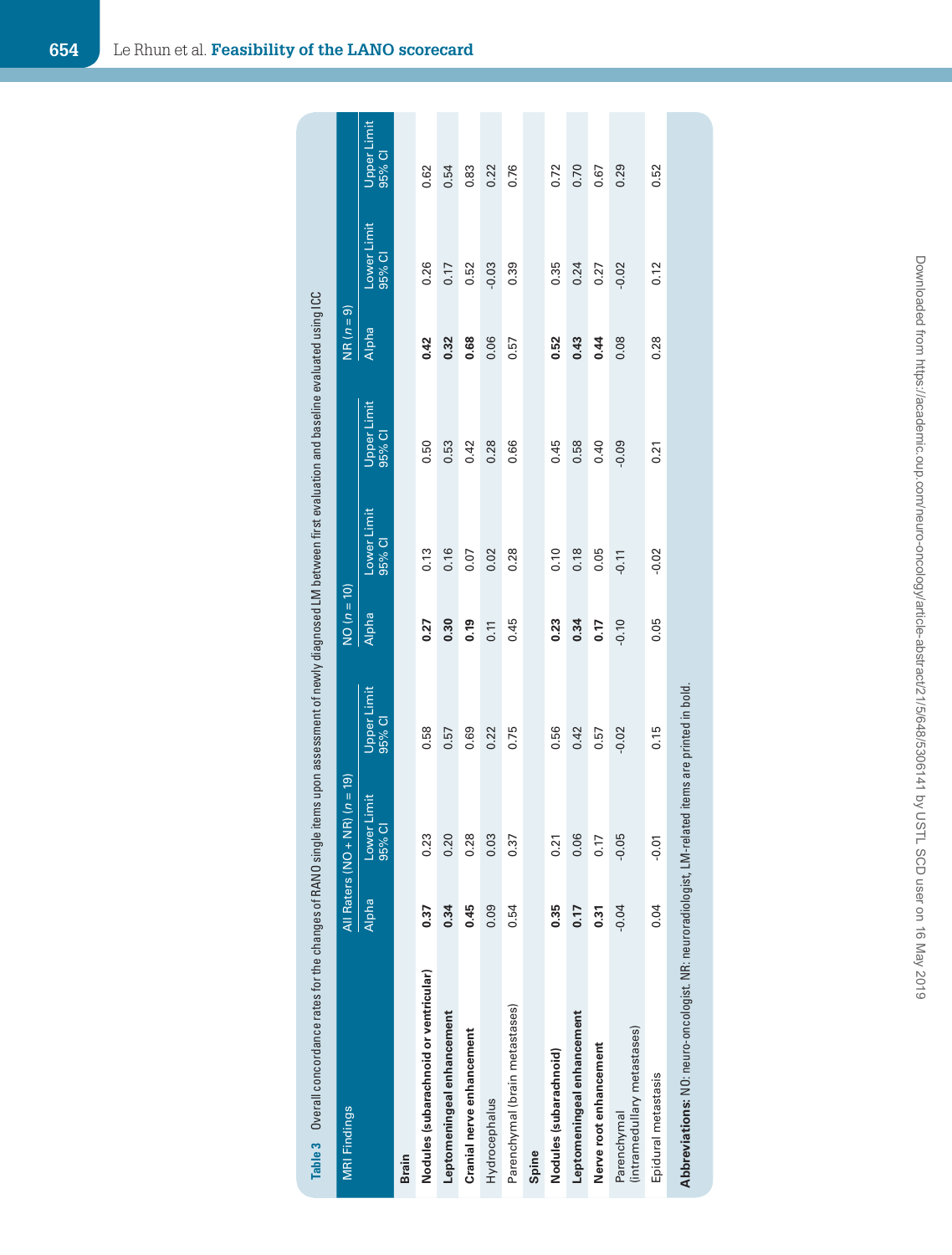**Table 3** Overall concordance rates for the changes of RANO single items upon assessment of newly diagnosed LM between first evaluation and baseline evaluated using ICC

| MRI Findings | All Raters (NO + NR) ($n$ = 19) | | | NO ($n$ = 10) | | | NR ($n$ = 9) | | |
|---|---|---|---|---|---|---|---|---|---|
| | Alpha | Lower Limit 95% CI | Upper Limit 95% CI | Alpha | Lower Limit 95% CI | Upper Limit 95% CI | Alpha | Lower Limit 95% CI | Upper Limit 95% CI |
| **Brain** | | | | | | | | | |
| **Nodules (subarachnoid or ventricular)** | **0.37** | 0.23 | 0.58 | **0.27** | 0.13 | 0.50 | **0.42** | 0.26 | 0.62 |
| **Leptomeningeal enhancement** | **0.34** | 0.20 | 0.57 | **0.30** | 0.16 | 0.53 | **0.32** | 0.17 | 0.54 |
| **Cranial nerve enhancement** | **0.45** | 0.28 | 0.69 | **0.19** | 0.07 | 0.42 | **0.68** | 0.52 | 0.83 |
| Hydrocephalus | 0.09 | 0.03 | 0.22 | 0.11 | 0.02 | 0.28 | 0.06 | -0.03 | 0.22 |
| Parenchymal (brain metastases) | 0.54 | 0.37 | 0.75 | 0.45 | 0.28 | 0.66 | 0.57 | 0.39 | 0.76 |
| **Spine** | | | | | | | | | |
| **Nodules (subarachnoid)** | **0.35** | 0.21 | 0.56 | **0.23** | 0.10 | 0.45 | **0.52** | 0.35 | 0.72 |
| **Leptomeningeal enhancement** | **0.17** | 0.06 | 0.42 | **0.34** | 0.18 | 0.58 | **0.43** | 0.24 | 0.70 |
| **Nerve root enhancement** | **0.31** | 0.17 | 0.57 | **0.17** | 0.05 | 0.40 | **0.44** | 0.27 | 0.67 |
| Parenchymal (intramedullary metastases) | -0.04 | -0.05 | -0.02 | -0.10 | -0.11 | -0.09 | 0.08 | -0.02 | 0.29 |
| Epidural metastasis | 0.04 | -0.01 | 0.15 | 0.05 | -0.02 | 0.21 | 0.28 | 0.12 | 0.52 |

**Abbreviations:** NO: neuro-oncologist. NR: neuroradiologist, LM-related items are printed in bold.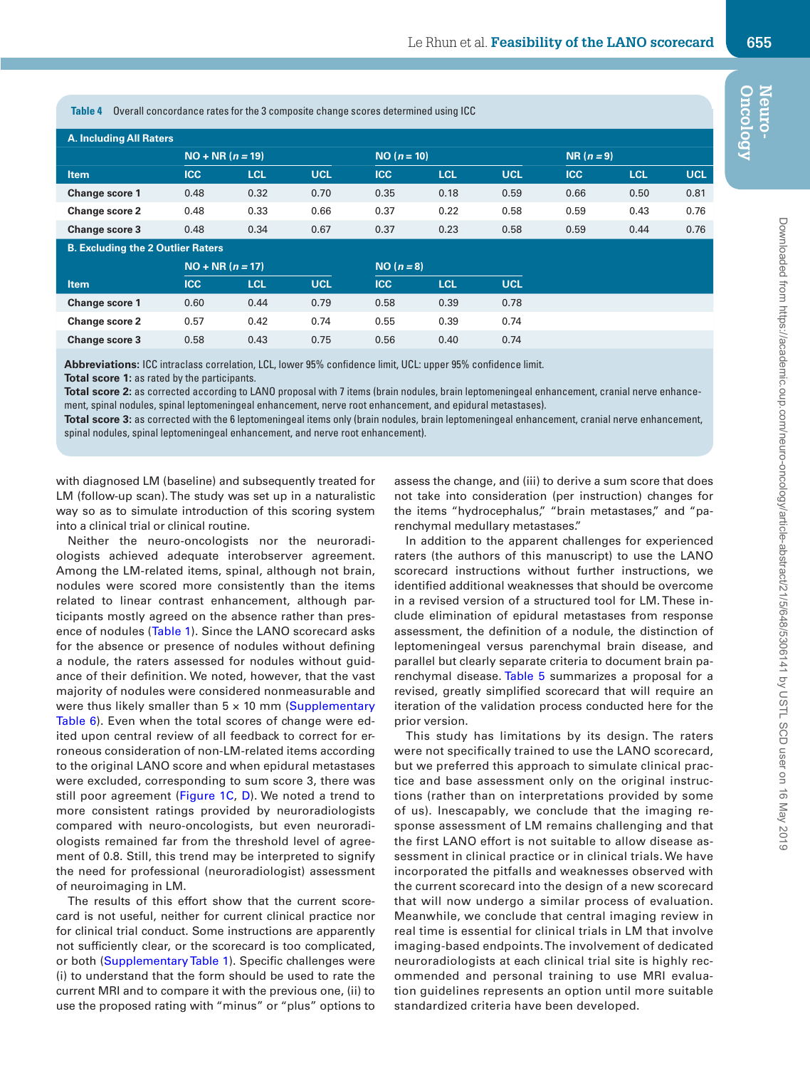**Table 4** Overall concordance rates for the 3 composite change scores determined using ICC

**A. Including All Raters**

| | NO + NR (*n* = 19) | | | NO (*n* = 10) | | | NR (*n* = 9) | | |
|---|---|---|---|---|---|---|---|---|---|
| **Item** | **ICC** | **LCL** | **UCL** | **ICC** | **LCL** | **UCL** | **ICC** | **LCL** | **UCL** |
| **Change score 1** | 0.48 | 0.32 | 0.70 | 0.35 | 0.18 | 0.59 | 0.66 | 0.50 | 0.81 |
| **Change score 2** | 0.48 | 0.33 | 0.66 | 0.37 | 0.22 | 0.58 | 0.59 | 0.43 | 0.76 |
| **Change score 3** | 0.48 | 0.34 | 0.67 | 0.37 | 0.23 | 0.58 | 0.59 | 0.44 | 0.76 |

**B. Excluding the 2 Outlier Raters**

| | NO + NR (*n* = 17) | | | NO (*n* = 8) | | |
|---|---|---|---|---|---|---|
| **Item** | **ICC** | **LCL** | **UCL** | **ICC** | **LCL** | **UCL** |
| **Change score 1** | 0.60 | 0.44 | 0.79 | 0.58 | 0.39 | 0.78 |
| **Change score 2** | 0.57 | 0.42 | 0.74 | 0.55 | 0.39 | 0.74 |
| **Change score 3** | 0.58 | 0.43 | 0.75 | 0.56 | 0.40 | 0.74 |

**Abbreviations:** ICC intraclass correlation, LCL, lower 95% confidence limit, UCL: upper 95% confidence limit.
**Total score 1:** as rated by the participants.
**Total score 2:** as corrected according to LANO proposal with 7 items (brain nodules, brain leptomeningeal enhancement, cranial nerve enhancement, spinal nodules, spinal leptomeningeal enhancement, nerve root enhancement, and epidural metastases).
**Total score 3:** as corrected with the 6 leptomeningeal items only (brain nodules, brain leptomeningeal enhancement, cranial nerve enhancement, spinal nodules, spinal leptomeningeal enhancement, and nerve root enhancement).

with diagnosed LM (baseline) and subsequently treated for LM (follow-up scan). The study was set up in a naturalistic way so as to simulate introduction of this scoring system into a clinical trial or clinical routine.

Neither the neuro-oncologists nor the neuroradiologists achieved adequate interobserver agreement. Among the LM-related items, spinal, although not brain, nodules were scored more consistently than the items related to linear contrast enhancement, although participants mostly agreed on the absence rather than presence of nodules (Table 1). Since the LANO scorecard asks for the absence or presence of nodules without defining a nodule, the raters assessed for nodules without guidance of their definition. We noted, however, that the vast majority of nodules were considered nonmeasurable and were thus likely smaller than 5 × 10 mm (Supplementary Table 6). Even when the total scores of change were edited upon central review of all feedback to correct for erroneous consideration of non-LM-related items according to the original LANO score and when epidural metastases were excluded, corresponding to sum score 3, there was still poor agreement (Figure 1C, D). We noted a trend to more consistent ratings provided by neuroradiologists compared with neuro-oncologists, but even neuroradiologists remained far from the threshold level of agreement of 0.8. Still, this trend may be interpreted to signify the need for professional (neuroradiologist) assessment of neuroimaging in LM.

The results of this effort show that the current scorecard is not useful, neither for current clinical practice nor for clinical trial conduct. Some instructions are apparently not sufficiently clear, or the scorecard is too complicated, or both (Supplementary Table 1). Specific challenges were (i) to understand that the form should be used to rate the current MRI and to compare it with the previous one, (ii) to use the proposed rating with "minus" or "plus" options to assess the change, and (iii) to derive a sum score that does not take into consideration (per instruction) changes for the items "hydrocephalus," "brain metastases," and "parenchymal medullary metastases."

In addition to the apparent challenges for experienced raters (the authors of this manuscript) to use the LANO scorecard instructions without further instructions, we identified additional weaknesses that should be overcome in a revised version of a structured tool for LM. These include elimination of epidural metastases from response assessment, the definition of a nodule, the distinction of leptomeningeal versus parenchymal brain disease, and parallel but clearly separate criteria to document brain parenchymal disease. Table 5 summarizes a proposal for a revised, greatly simplified scorecard that will require an iteration of the validation process conducted here for the prior version.

This study has limitations by its design. The raters were not specifically trained to use the LANO scorecard, but we preferred this approach to simulate clinical practice and base assessment only on the original instructions (rather than on interpretations provided by some of us). Inescapably, we conclude that the imaging response assessment of LM remains challenging and that the first LANO effort is not suitable to allow disease assessment in clinical practice or in clinical trials. We have incorporated the pitfalls and weaknesses observed with the current scorecard into the design of a new scorecard that will now undergo a similar process of evaluation. Meanwhile, we conclude that central imaging review in real time is essential for clinical trials in LM that involve imaging-based endpoints. The involvement of dedicated neuroradiologists at each clinical trial site is highly recommended and personal training to use MRI evaluation guidelines represents an option until more suitable standardized criteria have been developed.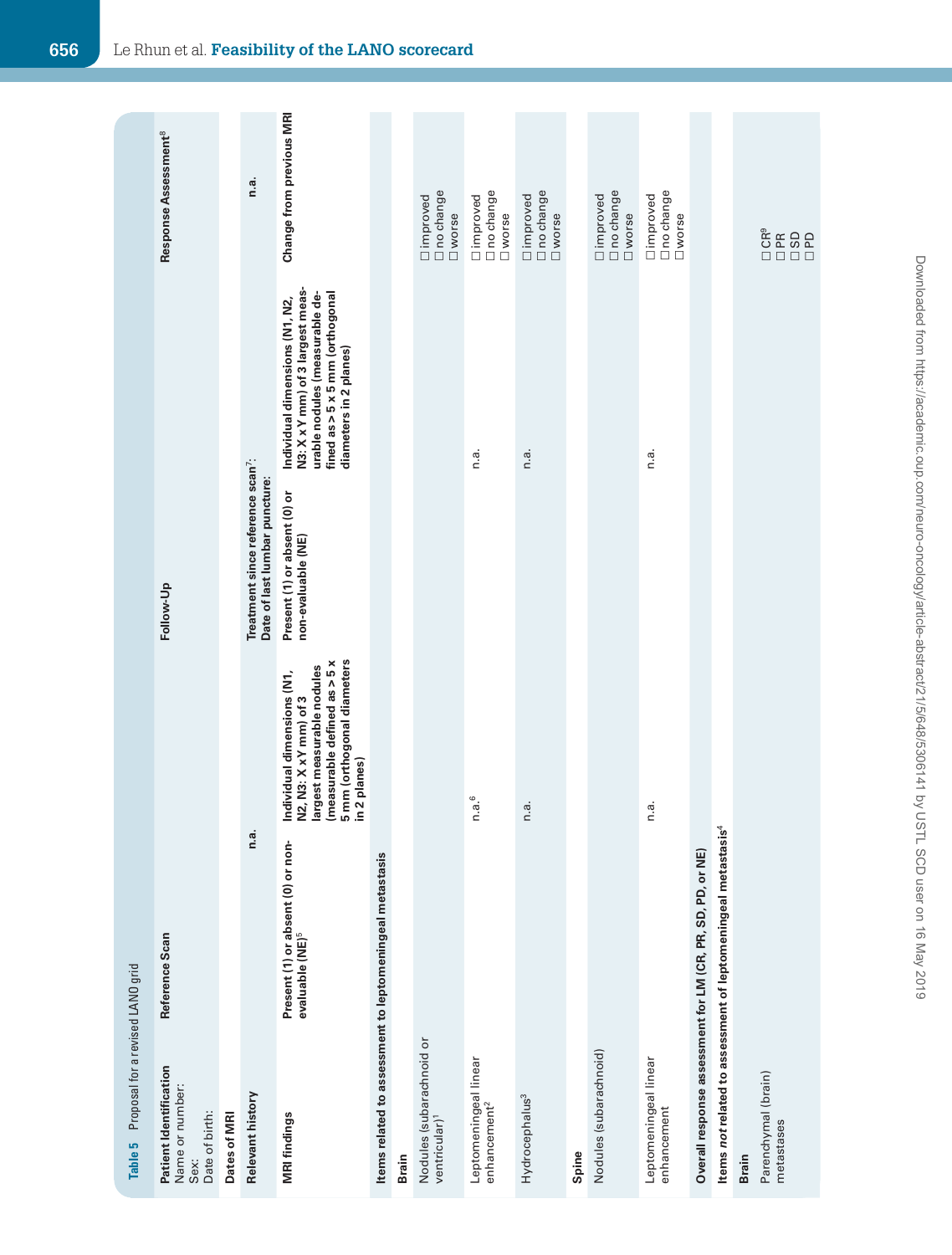**Table 5** Proposal for a revised LANO grid

| Patient Identification<br>Name or number:<br>Sex:<br>Date of birth: | Reference Scan | | Follow-Up | | Response Assessment[8] |
|---|---|---|---|---|---|
| **Dates of MRI** | | | | | |
| **Relevant history** | | n.a. | Treatment since reference scan[7]:<br>Date of last lumbar puncture: | | n.a. |
| **MRI findings** | **Present (1) or absent (0) or non-evaluable (NE)[5]** | **Individual dimensions (N1, N2, N3: X xY mm) of 3 largest measurable nodules (measurable defined as > 5 x 5 mm (orthogonal diameters in 2 planes)** | **Present (1) or absent (0) or non-evaluable (NE)** | **Individual dimensions (N1, N2, N3: X x Y mm) of 3 largest measurable nodules (measurable defined as > 5 x 5 mm (orthogonal diameters in 2 planes)** | **Change from previous MRI** |
| **Items related to assessment to leptomeningeal metastasis** | | | | | |
| **Brain** | | | | | |
| Nodules (subarachnoid or ventricular)[1] | | | | | ☐ improved<br>☐ no change<br>☐ worse |
| Leptomeningeal linear enhancement[2] | | n.a.[6] | | n.a. | ☐ improved<br>☐ no change<br>☐ worse |
| Hydrocephalus[3] | | n.a. | | n.a. | ☐ improved<br>☐ no change<br>☐ worse |
| **Spine** | | | | | |
| Nodules (subarachnoid) | | | | | ☐ improved<br>☐ no change<br>☐ worse |
| Leptomeningeal linear enhancement | | n.a. | | n.a. | ☐ improved<br>☐ no change<br>☐ worse |
| **Overall response assessment for LM (CR, PR, SD, PD, or NE)** | | | | | |
| **Items *not* related to assessment of leptomeningeal metastasis[4]** | | | | | |
| **Brain** | | | | | |
| Parenchymal (brain) metastases | | | | | ☐ CR[9]<br>☐ PR<br>☐ SD<br>☐ PD |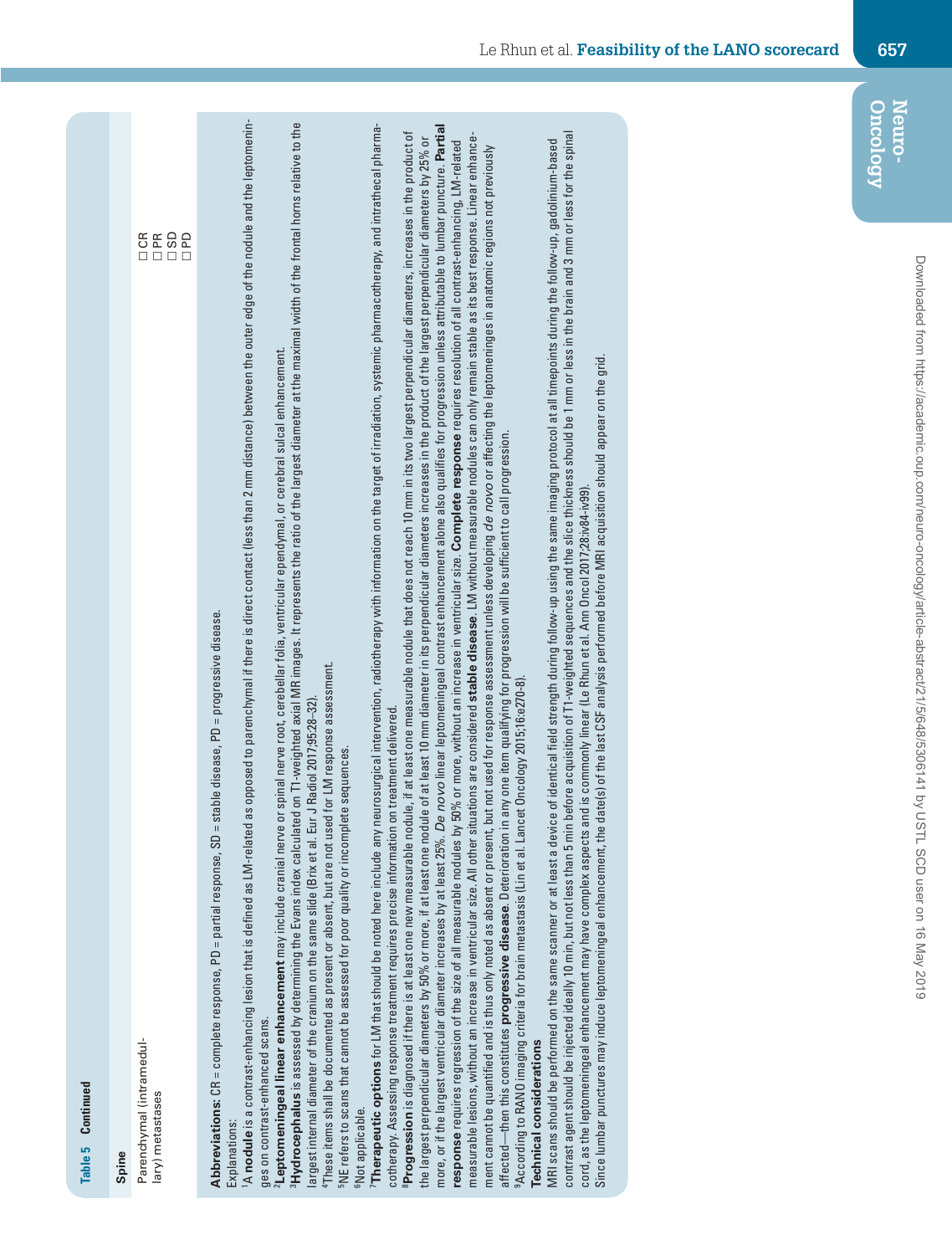**Table 5 Continued**

| Spine | |
|---|---|
| Parenchymal (intramedullary) metastases | ☐ CR<br>☐ PR<br>☐ SD<br>☐ PD |

**Abbreviations:** CR = complete response, PR = partial response, SD = stable disease, PD = progressive disease.

Explanations:

[1]A **nodule** is a contrast-enhancing lesion that is defined as LM-related as opposed to parenchymal if there is direct contact (less than 2 mm distance) between the outer edge of the nodule and the leptomeninges on contrast-enhanced scans.

[2]**Leptomeningeal linear enhancement** may include cranial nerve or spinal nerve root, cerebellar folia, ventricular ependymal, or cerebral sulcal enhancement.

[3]**Hydrocephalus** is assessed by determining the Evans index calculated on T1-weighted axial MR images. It represents the ratio of the largest diameter at the maximal width of the frontal horns relative to the largest internal diameter of the cranium on the same slide (Brix et al. Eur J Radiol 2017;95:28–32).

[4]These items shall be documented as present or absent, but are not used for LM response assessment.

[5]NE refers to scans that cannot be assessed for poor quality or incomplete sequences.

[6]Not applicable.

[7]**Therapeutic options** for LM that should be noted here include any neurosurgical intervention, radiotherapy with information on the target of irradiation, systemic pharmacotherapy, and intrathecal pharmacotherapy. Assessing response treatment requires precise information on treatment delivered.

[8]**Progression** is diagnosed if there is at least one new measurable nodule, if at least one measurable nodule that does not reach 10 mm in its two largest perpendicular diameters, increases in the product of the largest perpendicular diameters by 50% or more, if at least one nodule of at least 10 mm diameter in its perpendicular diameters increases in the product of the largest perpendicular diameters by 25% or more, or if the largest ventricular diameter increases by at least 25%. *De novo* linear leptomeningeal contrast enhancement alone also qualifies for progression unless attributable to lumbar puncture. **Partial response** requires regression of the size of all measurable nodules by 50% or more, without an increase in ventricular size. **Complete response** requires resolution of all contrast-enhancing, LM-related measurable lesions, without an increase in ventricular size. All other situations are considered **stable disease**. LM without measurable nodules can only remain stable as its best response. Linear enhancement cannot be quantified and is thus only noted as absent or present, but not used for response assessment unless developing *de novo* or affecting the leptomeninges in anatomic regions not previously affected—then this constitutes **progressive disease**. Deterioration in any one item qualifying for progression will be sufficient to call progression.

[9]According to RANO imaging criteria for brain metastasis (Lin et al. Lancet Oncology 2015;16:e270-8).

**Technical considerations**

MRI scans should be performed on the same scanner or at least a device of identical field strength during follow-up using the same imaging protocol at all timepoints during the follow-up, gadolinium-based contrast agent should be injected ideally 10 min, but not less than 5 min before acquisition of T1-weighted sequences and the slice thickness should be 1 mm or less in the brain and 3 mm or less for the spinal cord, as the leptomeningeal enhancement may have complex aspects and is commonly linear (Le Rhun et al. Ann Oncol 2017;28:iv84-iv99).

Since lumbar punctures may induce leptomeningeal enhancement, the date(s) of the last CSF analysis performed before MRI acquisition should appear on the grid.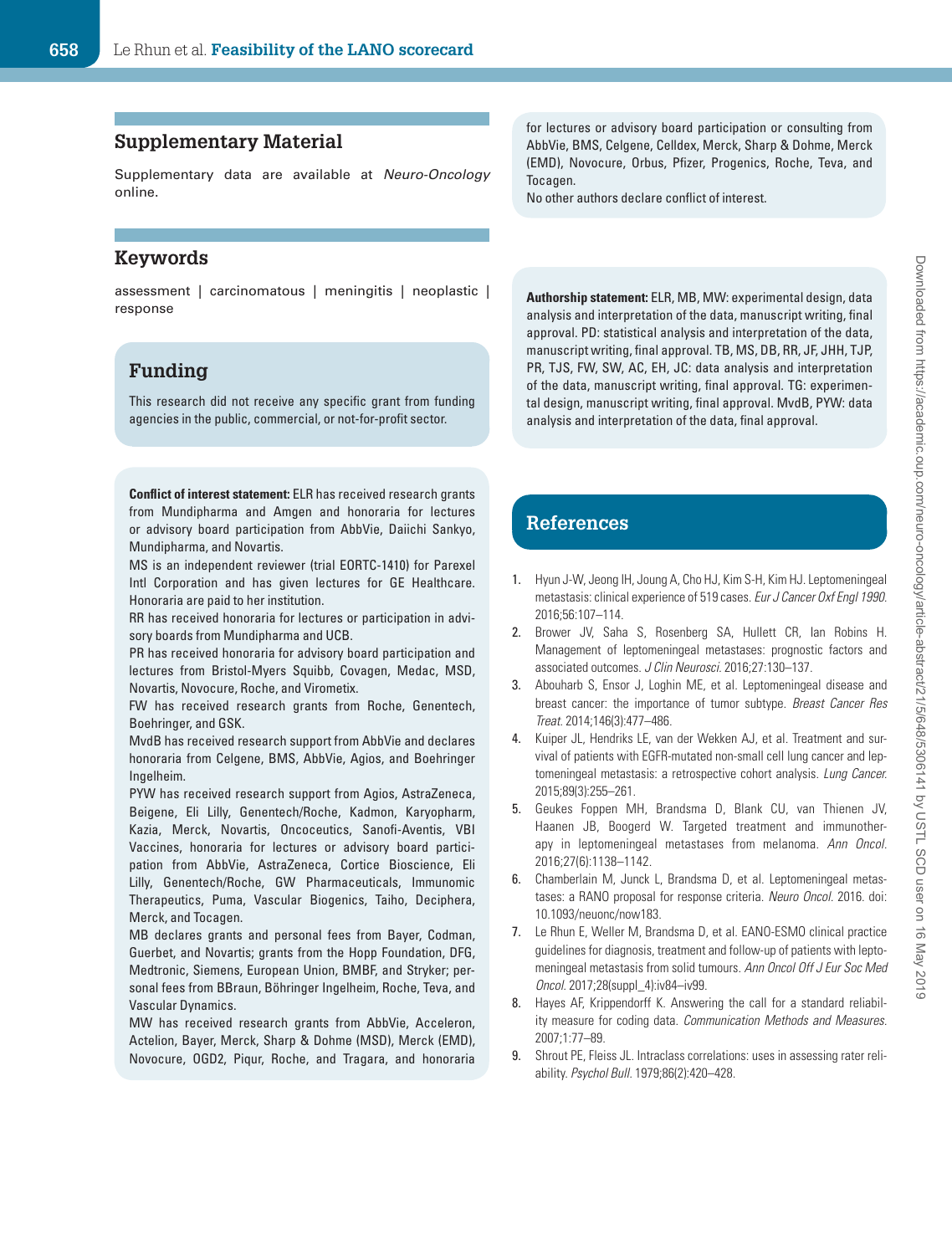## Supplementary Material

Supplementary data are available at *Neuro-Oncology* online.

## Keywords

assessment | carcinomatous | meningitis | neoplastic | response

## Funding

This research did not receive any specific grant from funding agencies in the public, commercial, or not-for-profit sector.

**Conflict of interest statement:** ELR has received research grants from Mundipharma and Amgen and honoraria for lectures or advisory board participation from AbbVie, Daiichi Sankyo, Mundipharma, and Novartis.

MS is an independent reviewer (trial EORTC-1410) for Parexel Intl Corporation and has given lectures for GE Healthcare. Honoraria are paid to her institution.

RR has received honoraria for lectures or participation in advisory boards from Mundipharma and UCB.

PR has received honoraria for advisory board participation and lectures from Bristol-Myers Squibb, Covagen, Medac, MSD, Novartis, Novocure, Roche, and Virometix.

FW has received research grants from Roche, Genentech, Boehringer, and GSK.

MvdB has received research support from AbbVie and declares honoraria from Celgene, BMS, AbbVie, Agios, and Boehringer Ingelheim.

PYW has received research support from Agios, AstraZeneca, Beigene, Eli Lilly, Genentech/Roche, Kadmon, Karyopharm, Kazia, Merck, Novartis, Oncoceutics, Sanofi-Aventis, VBI Vaccines, honoraria for lectures or advisory board participation from AbbVie, AstraZeneca, Cortice Bioscience, Eli Lilly, Genentech/Roche, GW Pharmaceuticals, Immunomic Therapeutics, Puma, Vascular Biogenics, Taiho, Deciphera, Merck, and Tocagen.

MB declares grants and personal fees from Bayer, Codman, Guerbet, and Novartis; grants from the Hopp Foundation, DFG, Medtronic, Siemens, European Union, BMBF, and Stryker; personal fees from BBraun, Böhringer Ingelheim, Roche, Teva, and Vascular Dynamics.

MW has received research grants from AbbVie, Acceleron, Actelion, Bayer, Merck, Sharp & Dohme (MSD), Merck (EMD), Novocure, OGD2, Piqur, Roche, and Tragara, and honoraria for lectures or advisory board participation or consulting from AbbVie, BMS, Celgene, Celldex, Merck, Sharp & Dohme, Merck (EMD), Novocure, Orbus, Pfizer, Progenics, Roche, Teva, and Tocagen.

No other authors declare conflict of interest.

**Authorship statement:** ELR, MB, MW: experimental design, data analysis and interpretation of the data, manuscript writing, final approval. PD: statistical analysis and interpretation of the data, manuscript writing, final approval. TB, MS, DB, RR, JF, JHH, TJP, PR, TJS, FW, SW, AC, EH, JC: data analysis and interpretation of the data, manuscript writing, final approval. TG: experimental design, manuscript writing, final approval. MvdB, PYW: data analysis and interpretation of the data, final approval.

## References

1. Hyun J-W, Jeong IH, Joung A, Cho HJ, Kim S-H, Kim HJ. Leptomeningeal metastasis: clinical experience of 519 cases. *Eur J Cancer Oxf Engl 1990*. 2016;56:107–114.
2. Brower JV, Saha S, Rosenberg SA, Hullett CR, Ian Robins H. Management of leptomeningeal metastases: prognostic factors and associated outcomes. *J Clin Neurosci*. 2016;27:130–137.
3. Abouharb S, Ensor J, Loghin ME, et al. Leptomeningeal disease and breast cancer: the importance of tumor subtype. *Breast Cancer Res Treat*. 2014;146(3):477–486.
4. Kuiper JL, Hendriks LE, van der Wekken AJ, et al. Treatment and survival of patients with EGFR-mutated non-small cell lung cancer and leptomeningeal metastasis: a retrospective cohort analysis. *Lung Cancer*. 2015;89(3):255–261.
5. Geukes Foppen MH, Brandsma D, Blank CU, van Thienen JV, Haanen JB, Boogerd W. Targeted treatment and immunotherapy in leptomeningeal metastases from melanoma. *Ann Oncol*. 2016;27(6):1138–1142.
6. Chamberlain M, Junck L, Brandsma D, et al. Leptomeningeal metastases: a RANO proposal for response criteria. *Neuro Oncol*. 2016. doi: 10.1093/neuonc/now183.
7. Le Rhun E, Weller M, Brandsma D, et al. EANO-ESMO clinical practice guidelines for diagnosis, treatment and follow-up of patients with leptomeningeal metastasis from solid tumours. *Ann Oncol Off J Eur Soc Med Oncol*. 2017;28(suppl_4):iv84–iv99.
8. Hayes AF, Krippendorff K. Answering the call for a standard reliability measure for coding data. *Communication Methods and Measures*. 2007;1:77–89.
9. Shrout PE, Fleiss JL. Intraclass correlations: uses in assessing rater reliability. *Psychol Bull*. 1979;86(2):420–428.